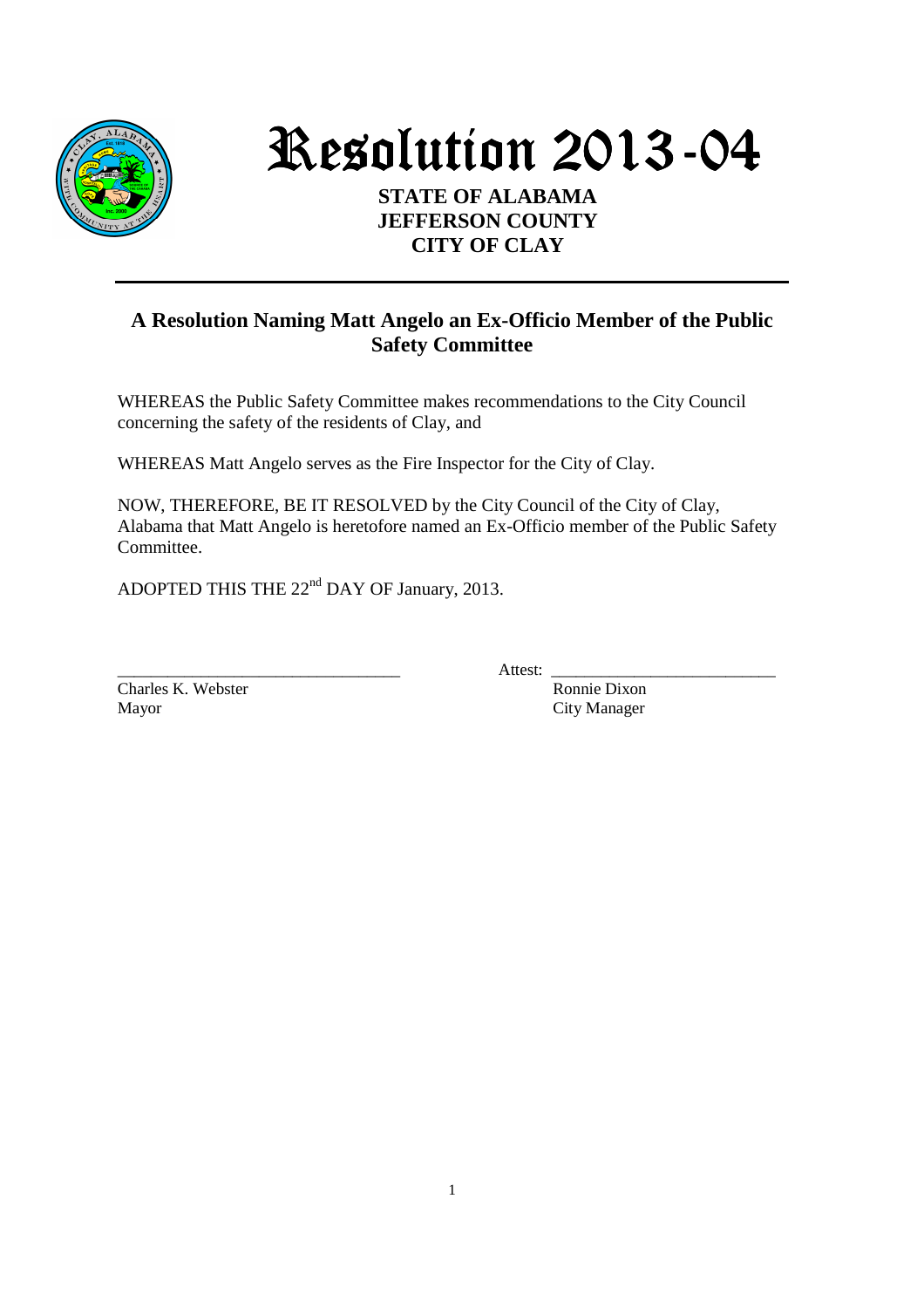# Resolution 2013-04

**STATE OF ALABAMA**
**JEFFERSON COUNTY**
**CITY OF CLAY**

---

## A Resolution Naming Matt Angelo an Ex-Officio Member of the Public Safety Committee

WHEREAS the Public Safety Committee makes recommendations to the City Council concerning the safety of the residents of Clay, and

WHEREAS Matt Angelo serves as the Fire Inspector for the City of Clay.

NOW, THEREFORE, BE IT RESOLVED by the City Council of the City of Clay, Alabama that Matt Angelo is heretofore named an Ex-Officio member of the Public Safety Committee.

ADOPTED THIS THE 22nd DAY OF January, 2013.

\_\_\_\_\_\_\_\_\_\_\_\_\_\_\_\_\_\_\_\_\_\_\_\_\_\_\_\_\_\_\_\_
Charles K. Webster
Mayor

Attest: \_\_\_\_\_\_\_\_\_\_\_\_\_\_\_\_\_\_\_\_\_\_\_\_\_\_
Ronnie Dixon
City Manager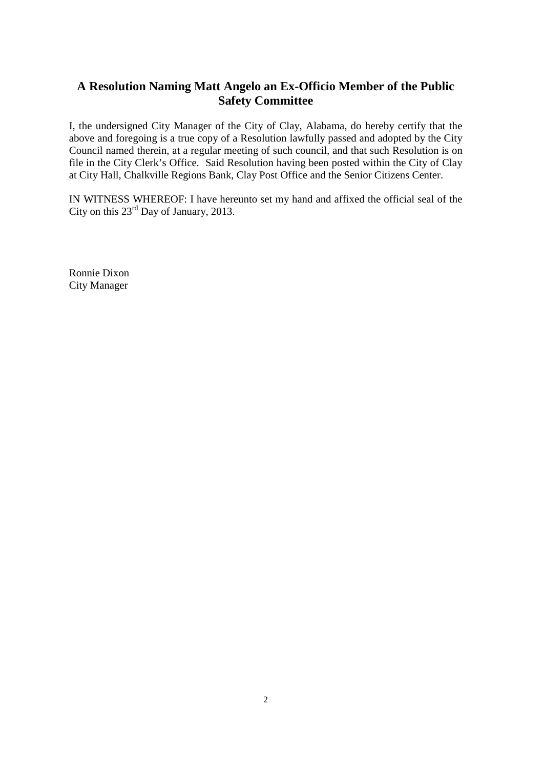## A Resolution Naming Matt Angelo an Ex-Officio Member of the Public Safety Committee

I, the undersigned City Manager of the City of Clay, Alabama, do hereby certify that the above and foregoing is a true copy of a Resolution lawfully passed and adopted by the City Council named therein, at a regular meeting of such council, and that such Resolution is on file in the City Clerk's Office. Said Resolution having been posted within the City of Clay at City Hall, Chalkville Regions Bank, Clay Post Office and the Senior Citizens Center.

IN WITNESS WHEREOF: I have hereunto set my hand and affixed the official seal of the City on this 23rd Day of January, 2013.

Ronnie Dixon
City Manager